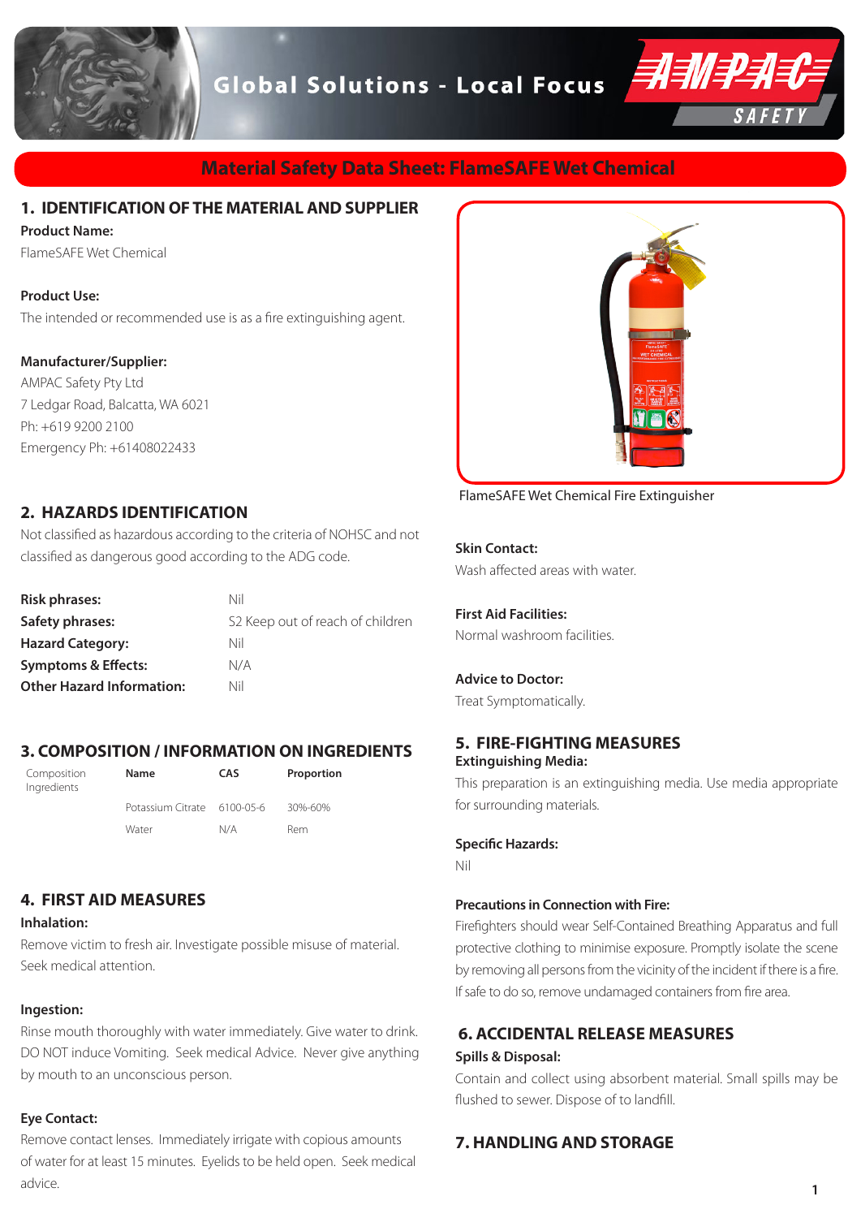Global Solutions - Local Focus

AMPAC SAFETY

# Material Safety Data Sheet: FlameSAFE Wet Chemical

## 1. IDENTIFICATION OF THE MATERIAL AND SUPPLIER

**Product Name:**

FlameSAFE Wet Chemical

**Product Use:**

The intended or recommended use is as a fire extinguishing agent.

**Manufacturer/Supplier:**

AMPAC Safety Pty Ltd
7 Ledgar Road, Balcatta, WA 6021
Ph: +619 9200 2100
Emergency Ph: +61408022433

FlameSAFE Wet Chemical Fire Extinguisher

## 2. HAZARDS IDENTIFICATION

Not classified as hazardous according to the criteria of NOHSC and not classified as dangerous good according to the ADG code.

| | |
|---|---|
| **Risk phrases:** | Nil |
| **Safety phrases:** | S2 Keep out of reach of children |
| **Hazard Category:** | Nil |
| **Symptoms & Effects:** | N/A |
| **Other Hazard Information:** | Nil |

## 3. COMPOSITION / INFORMATION ON INGREDIENTS

| Composition Ingredients | Name | CAS | Proportion |
|---|---|---|---|
| | Potassium Citrate | 6100-05-6 | 30%-60% |
| | Water | N/A | Rem |

## 4. FIRST AID MEASURES

**Inhalation:**

Remove victim to fresh air. Investigate possible misuse of material. Seek medical attention.

**Ingestion:**

Rinse mouth thoroughly with water immediately. Give water to drink. DO NOT induce Vomiting. Seek medical Advice. Never give anything by mouth to an unconscious person.

**Eye Contact:**

Remove contact lenses. Immediately irrigate with copious amounts of water for at least 15 minutes. Eyelids to be held open. Seek medical advice.

**Skin Contact:**

Wash affected areas with water.

**First Aid Facilities:**

Normal washroom facilities.

**Advice to Doctor:**

Treat Symptomatically.

## 5. FIRE-FIGHTING MEASURES

**Extinguishing Media:**

This preparation is an extinguishing media. Use media appropriate for surrounding materials.

**Specific Hazards:**

Nil

**Precautions in Connection with Fire:**

Firefighters should wear Self-Contained Breathing Apparatus and full protective clothing to minimise exposure. Promptly isolate the scene by removing all persons from the vicinity of the incident if there is a fire. If safe to do so, remove undamaged containers from fire area.

## 6. ACCIDENTAL RELEASE MEASURES

**Spills & Disposal:**

Contain and collect using absorbent material. Small spills may be flushed to sewer. Dispose of to landfill.

## 7. HANDLING AND STORAGE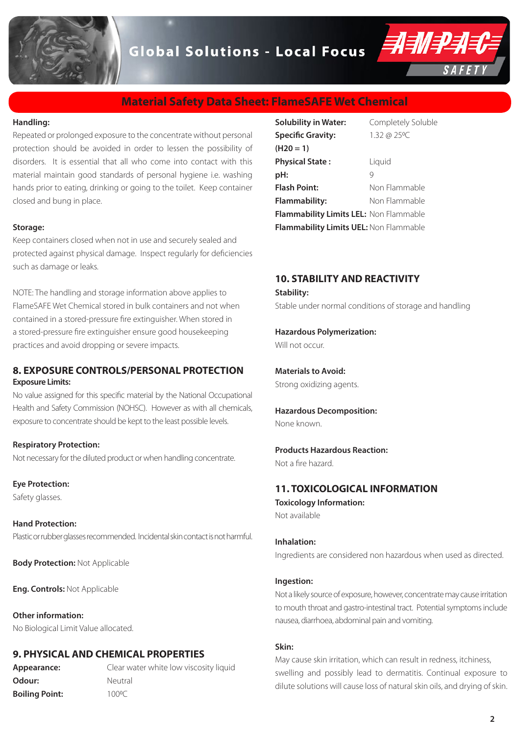## Material Safety Data Sheet: FlameSAFE Wet Chemical

**Handling:**

Repeated or prolonged exposure to the concentrate without personal protection should be avoided in order to lessen the possibility of disorders. It is essential that all who come into contact with this material maintain good standards of personal hygiene i.e. washing hands prior to eating, drinking or going to the toilet. Keep container closed and bung in place.

**Storage:**

Keep containers closed when not in use and securely sealed and protected against physical damage. Inspect regularly for deficiencies such as damage or leaks.

NOTE: The handling and storage information above applies to FlameSAFE Wet Chemical stored in bulk containers and not when contained in a stored-pressure fire extinguisher. When stored in a stored-pressure fire extinguisher ensure good housekeeping practices and avoid dropping or severe impacts.

## 8. EXPOSURE CONTROLS/PERSONAL PROTECTION

**Exposure Limits:**

No value assigned for this specific material by the National Occupational Health and Safety Commission (NOHSC). However as with all chemicals, exposure to concentrate should be kept to the least possible levels.

**Respiratory Protection:**

Not necessary for the diluted product or when handling concentrate.

**Eye Protection:**

Safety glasses.

**Hand Protection:**

Plastic or rubber glasses recommended. Incidental skin contact is not harmful.

**Body Protection:** Not Applicable

**Eng. Controls:** Not Applicable

**Other information:**

No Biological Limit Value allocated.

## 9. PHYSICAL AND CHEMICAL PROPERTIES

| | |
|---|---|
| **Appearance:** | Clear water white low viscosity liquid |
| **Odour:** | Neutral |
| **Boiling Point:** | 100ºC |
| **Solubility in Water:** | Completely Soluble |
| **Specific Gravity: ($H_2O$ = 1)** | 1.32 @ 25ºC |
| **Physical State :** | Liquid |
| **pH:** | 9 |
| **Flash Point:** | Non Flammable |
| **Flammability:** | Non Flammable |
| **Flammability Limits LEL:** | Non Flammable |
| **Flammability Limits UEL:** | Non Flammable |

## 10. STABILITY AND REACTIVITY

**Stability:**

Stable under normal conditions of storage and handling

**Hazardous Polymerization:**

Will not occur.

**Materials to Avoid:**

Strong oxidizing agents.

**Hazardous Decomposition:**

None known.

**Products Hazardous Reaction:**

Not a fire hazard.

## 11. TOXICOLOGICAL INFORMATION

**Toxicology Information:**

Not available

**Inhalation:**

Ingredients are considered non hazardous when used as directed.

**Ingestion:**

Not a likely source of exposure, however, concentrate may cause irritation to mouth throat and gastro-intestinal tract. Potential symptoms include nausea, diarrhoea, abdominal pain and vomiting.

**Skin:**

May cause skin irritation, which can result in redness, itchiness, swelling and possibly lead to dermatitis. Continual exposure to dilute solutions will cause loss of natural skin oils, and drying of skin.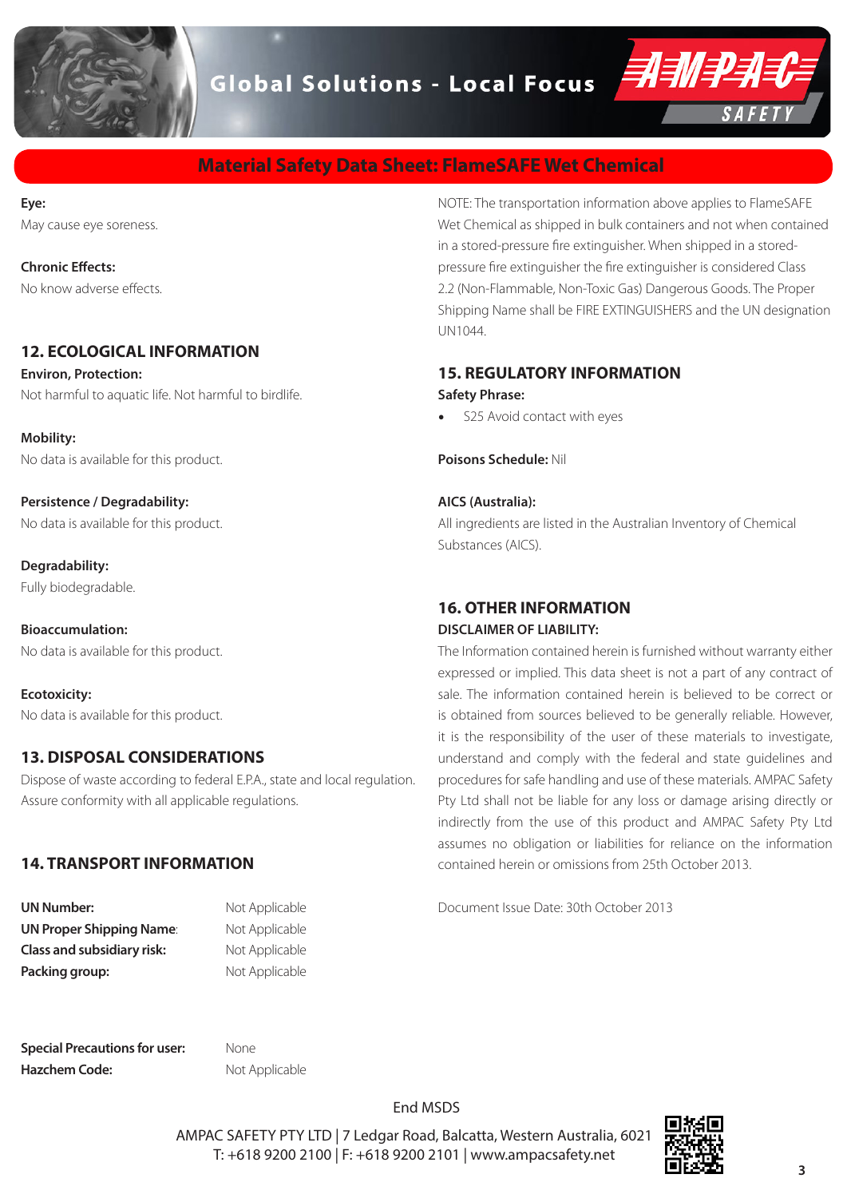**Eye:**
May cause eye soreness.

**Chronic Effects:**
No know adverse effects.

## 12. ECOLOGICAL INFORMATION

**Environ, Protection:**
Not harmful to aquatic life. Not harmful to birdlife.

**Mobility:**
No data is available for this product.

**Persistence / Degradability:**
No data is available for this product.

**Degradability:**
Fully biodegradable.

**Bioaccumulation:**
No data is available for this product.

**Ecotoxicity:**
No data is available for this product.

## 13. DISPOSAL CONSIDERATIONS

Dispose of waste according to federal E.P.A., state and local regulation. Assure conformity with all applicable regulations.

## 14. TRANSPORT INFORMATION

| | |
|---|---|
| **UN Number:** | Not Applicable |
| **UN Proper Shipping Name**: | Not Applicable |
| **Class and subsidiary risk:** | Not Applicable |
| **Packing group:** | Not Applicable |

| | |
|---|---|
| **Special Precautions for user:** | None |
| **Hazchem Code:** | Not Applicable |

NOTE: The transportation information above applies to FlameSAFE Wet Chemical as shipped in bulk containers and not when contained in a stored-pressure fire extinguisher. When shipped in a stored-pressure fire extinguisher the fire extinguisher is considered Class 2.2 (Non-Flammable, Non-Toxic Gas) Dangerous Goods. The Proper Shipping Name shall be FIRE EXTINGUISHERS and the UN designation UN1044.

## 15. REGULATORY INFORMATION

**Safety Phrase:**

- S25 Avoid contact with eyes

**Poisons Schedule:** Nil

**AICS (Australia):**
All ingredients are listed in the Australian Inventory of Chemical Substances (AICS).

## 16. OTHER INFORMATION

**DISCLAIMER OF LIABILITY:**
The Information contained herein is furnished without warranty either expressed or implied. This data sheet is not a part of any contract of sale. The information contained herein is believed to be correct or is obtained from sources believed to be generally reliable. However, it is the responsibility of the user of these materials to investigate, understand and comply with the federal and state guidelines and procedures for safe handling and use of these materials. AMPAC Safety Pty Ltd shall not be liable for any loss or damage arising directly or indirectly from the use of this product and AMPAC Safety Pty Ltd assumes no obligation or liabilities for reliance on the information contained herein or omissions from 25th October 2013.

Document Issue Date: 30th October 2013

End MSDS